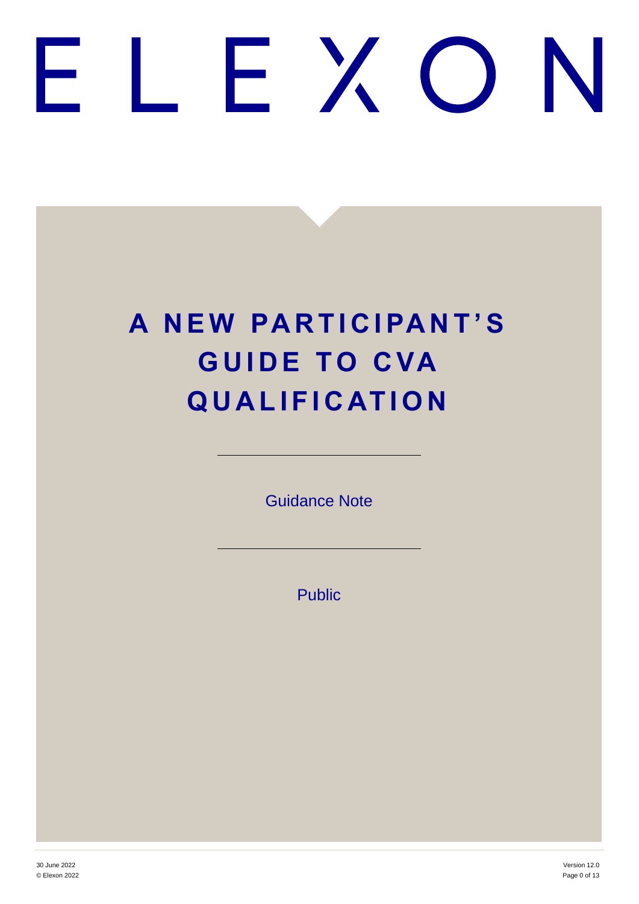ELEXON

# A NEW PARTICIPANT'S GUIDE TO CVA QUALIFICATION

Guidance Note

Public

30 June 2022

© Elexon 2022

Version 12.0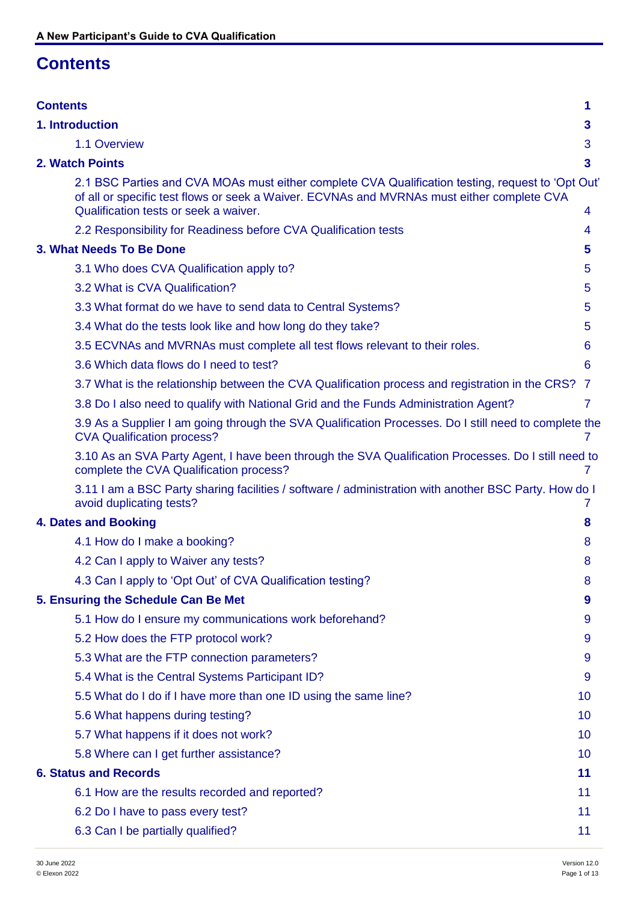# Contents

| | |
|---|---|
| **Contents** | **1** |
| **1. Introduction** | **3** |
| 1.1 Overview | 3 |
| **2. Watch Points** | **3** |
| 2.1 BSC Parties and CVA MOAs must either complete CVA Qualification testing, request to 'Opt Out' of all or specific test flows or seek a Waiver. ECVNAs and MVRNAs must either complete CVA Qualification tests or seek a waiver. | 4 |
| 2.2 Responsibility for Readiness before CVA Qualification tests | 4 |
| **3. What Needs To Be Done** | **5** |
| 3.1 Who does CVA Qualification apply to? | 5 |
| 3.2 What is CVA Qualification? | 5 |
| 3.3 What format do we have to send data to Central Systems? | 5 |
| 3.4 What do the tests look like and how long do they take? | 5 |
| 3.5 ECVNAs and MVRNAs must complete all test flows relevant to their roles. | 6 |
| 3.6 Which data flows do I need to test? | 6 |
| 3.7 What is the relationship between the CVA Qualification process and registration in the CRS? | 7 |
| 3.8 Do I also need to qualify with National Grid and the Funds Administration Agent? | 7 |
| 3.9 As a Supplier I am going through the SVA Qualification Processes. Do I still need to complete the CVA Qualification process? | 7 |
| 3.10 As an SVA Party Agent, I have been through the SVA Qualification Processes. Do I still need to complete the CVA Qualification process? | 7 |
| 3.11 I am a BSC Party sharing facilities / software / administration with another BSC Party. How do I avoid duplicating tests? | 7 |
| **4. Dates and Booking** | **8** |
| 4.1 How do I make a booking? | 8 |
| 4.2 Can I apply to Waiver any tests? | 8 |
| 4.3 Can I apply to 'Opt Out' of CVA Qualification testing? | 8 |
| **5. Ensuring the Schedule Can Be Met** | **9** |
| 5.1 How do I ensure my communications work beforehand? | 9 |
| 5.2 How does the FTP protocol work? | 9 |
| 5.3 What are the FTP connection parameters? | 9 |
| 5.4 What is the Central Systems Participant ID? | 9 |
| 5.5 What do I do if I have more than one ID using the same line? | 10 |
| 5.6 What happens during testing? | 10 |
| 5.7 What happens if it does not work? | 10 |
| 5.8 Where can I get further assistance? | 10 |
| **6. Status and Records** | **11** |
| 6.1 How are the results recorded and reported? | 11 |
| 6.2 Do I have to pass every test? | 11 |
| 6.3 Can I be partially qualified? | 11 |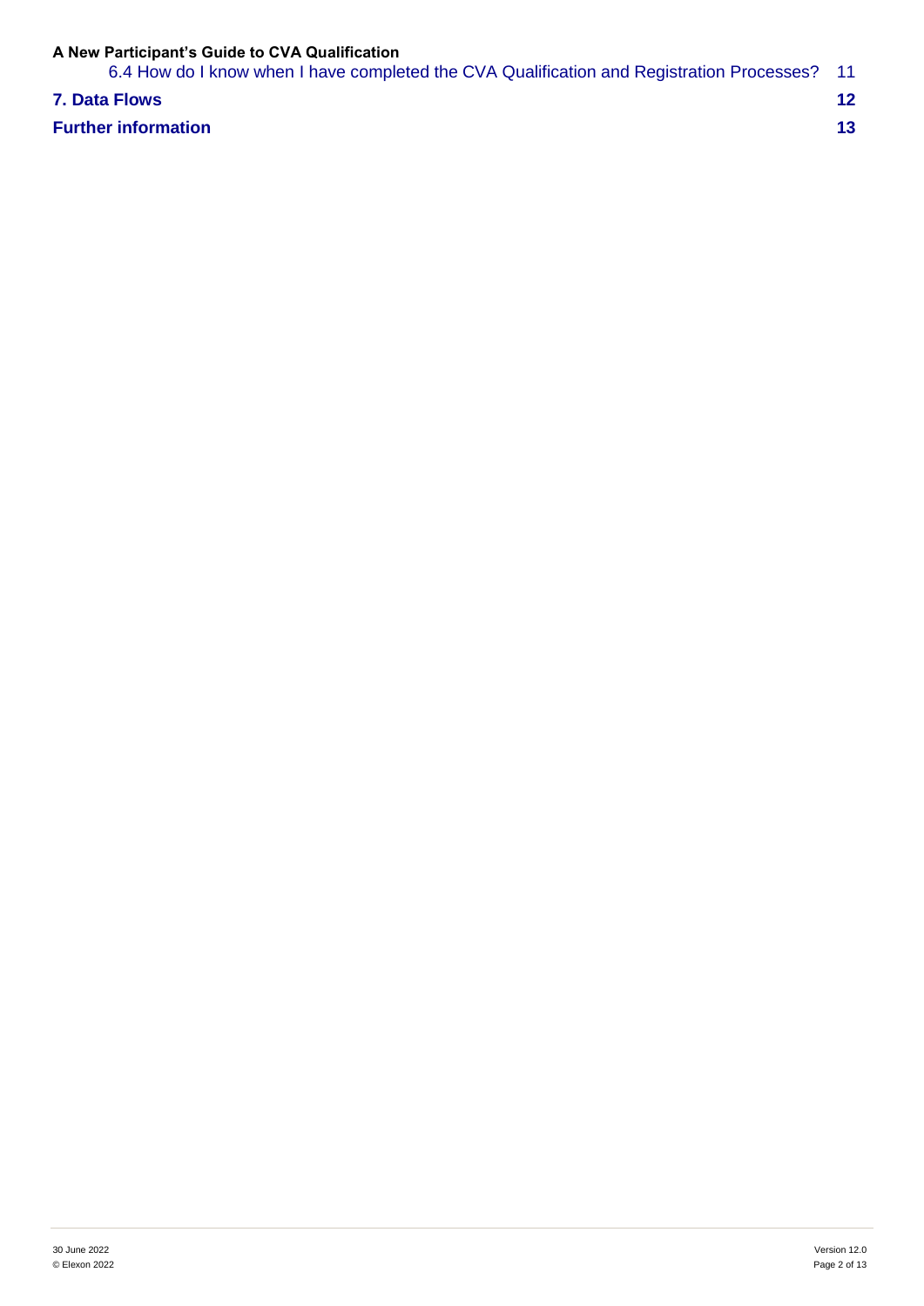6.4 How do I know when I have completed the CVA Qualification and Registration Processes? 11

**7. Data Flows** **12**

**Further information** **13**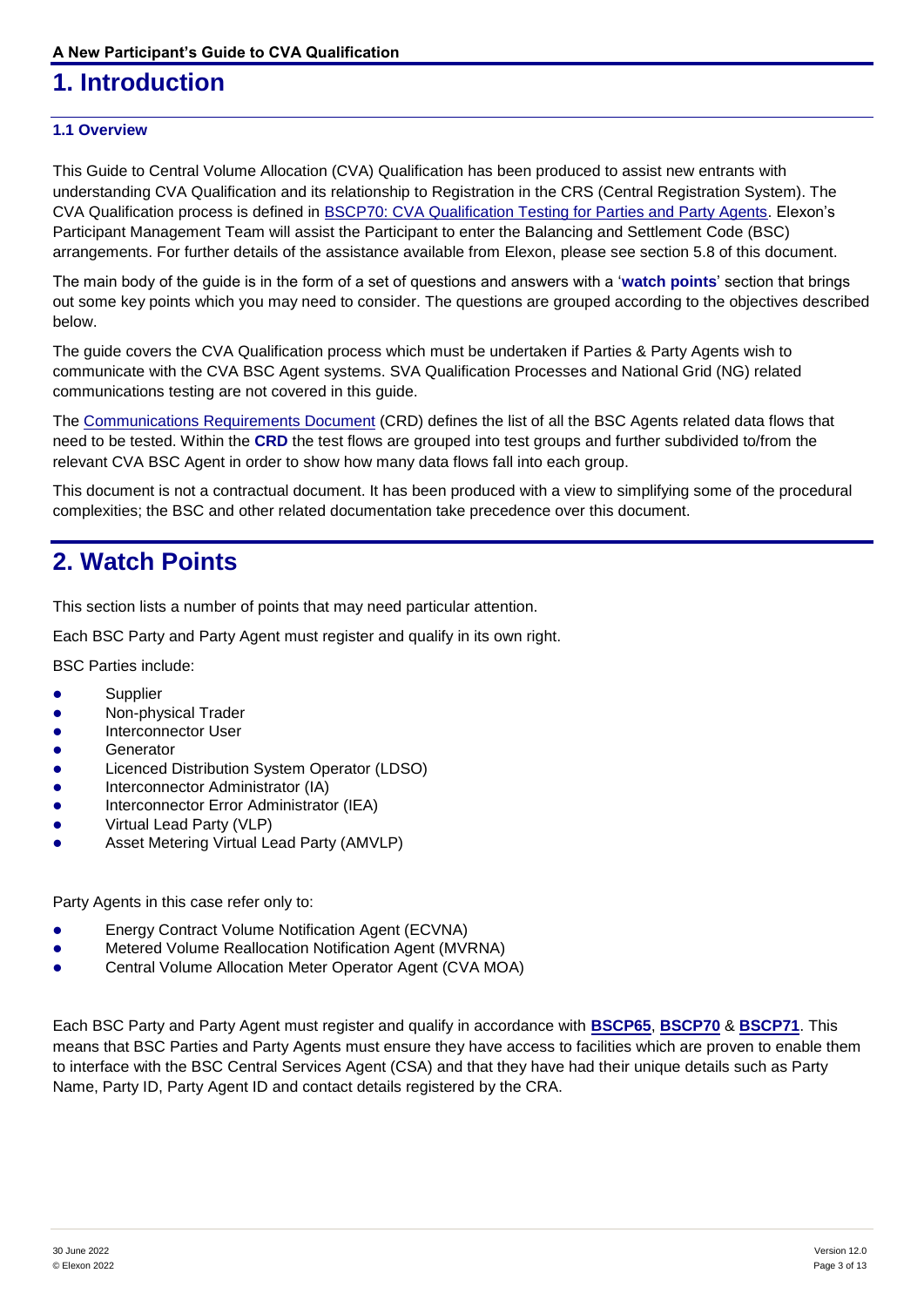# 1. Introduction

### 1.1 Overview

This Guide to Central Volume Allocation (CVA) Qualification has been produced to assist new entrants with understanding CVA Qualification and its relationship to Registration in the CRS (Central Registration System). The CVA Qualification process is defined in [BSCP70: CVA Qualification Testing for Parties and Party Agents](). Elexon's Participant Management Team will assist the Participant to enter the Balancing and Settlement Code (BSC) arrangements. For further details of the assistance available from Elexon, please see section 5.8 of this document.

The main body of the guide is in the form of a set of questions and answers with a '**watch points**' section that brings out some key points which you may need to consider. The questions are grouped according to the objectives described below.

The guide covers the CVA Qualification process which must be undertaken if Parties & Party Agents wish to communicate with the CVA BSC Agent systems. SVA Qualification Processes and National Grid (NG) related communications testing are not covered in this guide.

The [Communications Requirements Document]() (CRD) defines the list of all the BSC Agents related data flows that need to be tested. Within the **CRD** the test flows are grouped into test groups and further subdivided to/from the relevant CVA BSC Agent in order to show how many data flows fall into each group.

This document is not a contractual document. It has been produced with a view to simplifying some of the procedural complexities; the BSC and other related documentation take precedence over this document.

# 2. Watch Points

This section lists a number of points that may need particular attention.

Each BSC Party and Party Agent must register and qualify in its own right.

BSC Parties include:

- Supplier
- Non-physical Trader
- Interconnector User
- Generator
- Licenced Distribution System Operator (LDSO)
- Interconnector Administrator (IA)
- Interconnector Error Administrator (IEA)
- Virtual Lead Party (VLP)
- Asset Metering Virtual Lead Party (AMVLP)

Party Agents in this case refer only to:

- Energy Contract Volume Notification Agent (ECVNA)
- Metered Volume Reallocation Notification Agent (MVRNA)
- Central Volume Allocation Meter Operator Agent (CVA MOA)

Each BSC Party and Party Agent must register and qualify in accordance with **BSCP65**, **BSCP70** & **BSCP71**. This means that BSC Parties and Party Agents must ensure they have access to facilities which are proven to enable them to interface with the BSC Central Services Agent (CSA) and that they have had their unique details such as Party Name, Party ID, Party Agent ID and contact details registered by the CRA.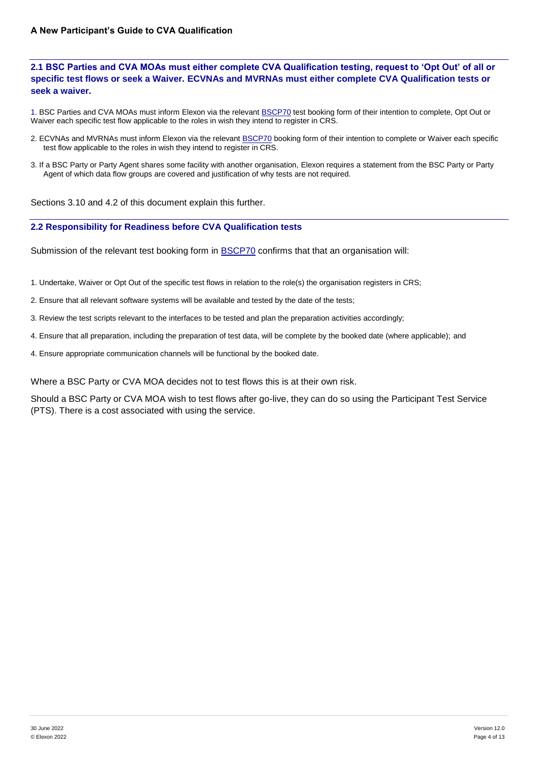## 2.1 BSC Parties and CVA MOAs must either complete CVA Qualification testing, request to 'Opt Out' of all or specific test flows or seek a Waiver. ECVNAs and MVRNAs must either complete CVA Qualification tests or seek a waiver.

1. BSC Parties and CVA MOAs must inform Elexon via the relevant BSCP70 test booking form of their intention to complete, Opt Out or Waiver each specific test flow applicable to the roles in wish they intend to register in CRS.

2. ECVNAs and MVRNAs must inform Elexon via the relevant BSCP70 booking form of their intention to complete or Waiver each specific test flow applicable to the roles in wish they intend to register in CRS.

3. If a BSC Party or Party Agent shares some facility with another organisation, Elexon requires a statement from the BSC Party or Party Agent of which data flow groups are covered and justification of why tests are not required.

Sections 3.10 and 4.2 of this document explain this further.

## 2.2 Responsibility for Readiness before CVA Qualification tests

Submission of the relevant test booking form in BSCP70 confirms that that an organisation will:

1. Undertake, Waiver or Opt Out of the specific test flows in relation to the role(s) the organisation registers in CRS;

2. Ensure that all relevant software systems will be available and tested by the date of the tests;

3. Review the test scripts relevant to the interfaces to be tested and plan the preparation activities accordingly;

4. Ensure that all preparation, including the preparation of test data, will be complete by the booked date (where applicable); and

4. Ensure appropriate communication channels will be functional by the booked date.

Where a BSC Party or CVA MOA decides not to test flows this is at their own risk.

Should a BSC Party or CVA MOA wish to test flows after go-live, they can do so using the Participant Test Service (PTS). There is a cost associated with using the service.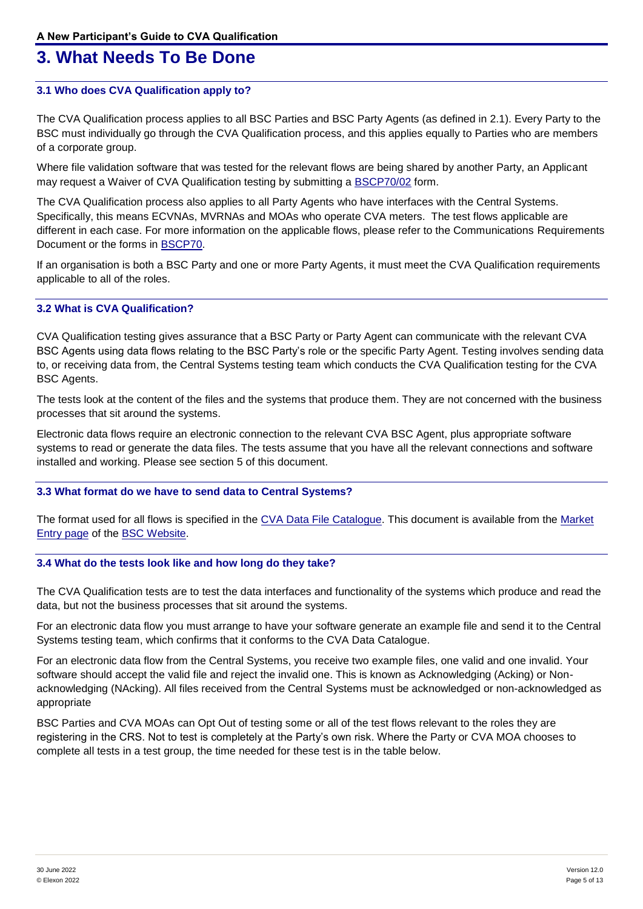# 3. What Needs To Be Done

### 3.1 Who does CVA Qualification apply to?

The CVA Qualification process applies to all BSC Parties and BSC Party Agents (as defined in 2.1). Every Party to the BSC must individually go through the CVA Qualification process, and this applies equally to Parties who are members of a corporate group.

Where file validation software that was tested for the relevant flows are being shared by another Party, an Applicant may request a Waiver of CVA Qualification testing by submitting a BSCP70/02 form.

The CVA Qualification process also applies to all Party Agents who have interfaces with the Central Systems. Specifically, this means ECVNAs, MVRNAs and MOAs who operate CVA meters. The test flows applicable are different in each case. For more information on the applicable flows, please refer to the Communications Requirements Document or the forms in BSCP70.

If an organisation is both a BSC Party and one or more Party Agents, it must meet the CVA Qualification requirements applicable to all of the roles.

### 3.2 What is CVA Qualification?

CVA Qualification testing gives assurance that a BSC Party or Party Agent can communicate with the relevant CVA BSC Agents using data flows relating to the BSC Party's role or the specific Party Agent. Testing involves sending data to, or receiving data from, the Central Systems testing team which conducts the CVA Qualification testing for the CVA BSC Agents.

The tests look at the content of the files and the systems that produce them. They are not concerned with the business processes that sit around the systems.

Electronic data flows require an electronic connection to the relevant CVA BSC Agent, plus appropriate software systems to read or generate the data files. The tests assume that you have all the relevant connections and software installed and working. Please see section 5 of this document.

### 3.3 What format do we have to send data to Central Systems?

The format used for all flows is specified in the CVA Data File Catalogue. This document is available from the Market Entry page of the BSC Website.

### 3.4 What do the tests look like and how long do they take?

The CVA Qualification tests are to test the data interfaces and functionality of the systems which produce and read the data, but not the business processes that sit around the systems.

For an electronic data flow you must arrange to have your software generate an example file and send it to the Central Systems testing team, which confirms that it conforms to the CVA Data Catalogue.

For an electronic data flow from the Central Systems, you receive two example files, one valid and one invalid. Your software should accept the valid file and reject the invalid one. This is known as Acknowledging (Acking) or Non-acknowledging (NAcking). All files received from the Central Systems must be acknowledged or non-acknowledged as appropriate

BSC Parties and CVA MOAs can Opt Out of testing some or all of the test flows relevant to the roles they are registering in the CRS. Not to test is completely at the Party's own risk. Where the Party or CVA MOA chooses to complete all tests in a test group, the time needed for these test is in the table below.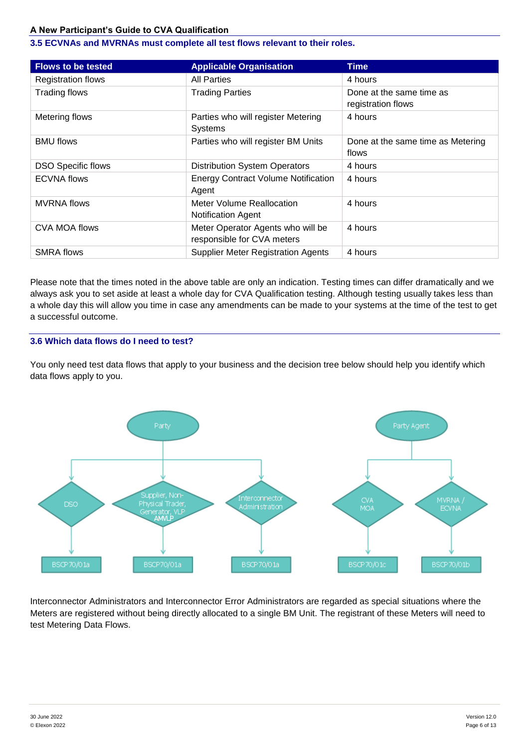### 3.5 ECVNAs and MVRNAs must complete all test flows relevant to their roles.

| Flows to be tested | Applicable Organisation | Time |
|---|---|---|
| Registration flows | All Parties | 4 hours |
| Trading flows | Trading Parties | Done at the same time as registration flows |
| Metering flows | Parties who will register Metering Systems | 4 hours |
| BMU flows | Parties who will register BM Units | Done at the same time as Metering flows |
| DSO Specific flows | Distribution System Operators | 4 hours |
| ECVNA flows | Energy Contract Volume Notification Agent | 4 hours |
| MVRNA flows | Meter Volume Reallocation Notification Agent | 4 hours |
| CVA MOA flows | Meter Operator Agents who will be responsible for CVA meters | 4 hours |
| SMRA flows | Supplier Meter Registration Agents | 4 hours |

Please note that the times noted in the above table are only an indication. Testing times can differ dramatically and we always ask you to set aside at least a whole day for CVA Qualification testing. Although testing usually takes less than a whole day this will allow you time in case any amendments can be made to your systems at the time of the test to get a successful outcome.

### 3.6 Which data flows do I need to test?

You only need test data flows that apply to your business and the decision tree below should help you identify which data flows apply to you.

- Party
  - DSO → BSCP70/01a
  - Supplier, Non-Physical Trader, Generator, VLP, AMVLP → BSCP70/01a
  - Interconnector Administration → BSCP70/01a
- Party Agent
  - CVA MOA → BSCP70/01c
  - MVRNA / ECVNA → BSCP70/01b

Interconnector Administrators and Interconnector Error Administrators are regarded as special situations where the Meters are registered without being directly allocated to a single BM Unit. The registrant of these Meters will need to test Metering Data Flows.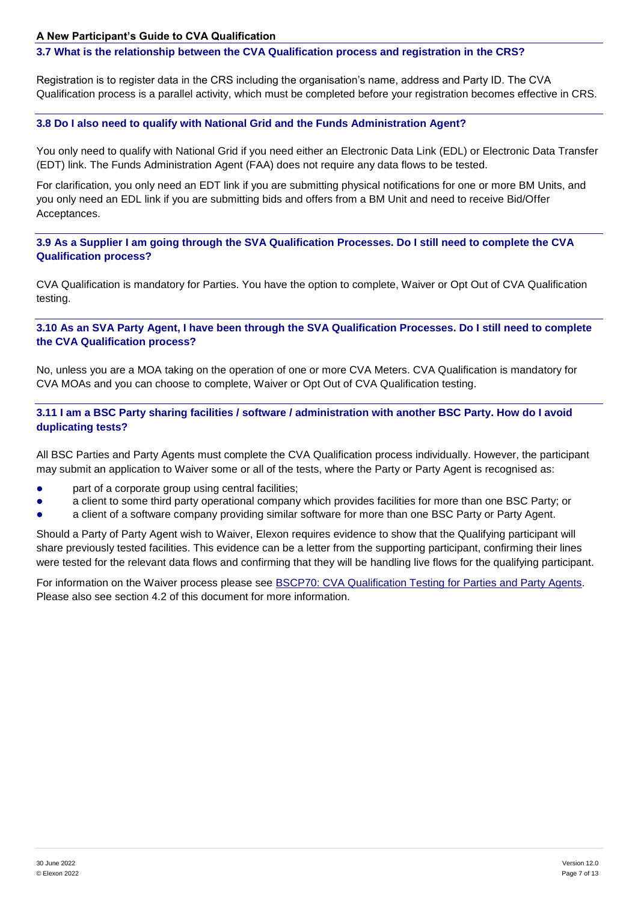### 3.7 What is the relationship between the CVA Qualification process and registration in the CRS?

Registration is to register data in the CRS including the organisation's name, address and Party ID. The CVA Qualification process is a parallel activity, which must be completed before your registration becomes effective in CRS.

### 3.8 Do I also need to qualify with National Grid and the Funds Administration Agent?

You only need to qualify with National Grid if you need either an Electronic Data Link (EDL) or Electronic Data Transfer (EDT) link. The Funds Administration Agent (FAA) does not require any data flows to be tested.

For clarification, you only need an EDT link if you are submitting physical notifications for one or more BM Units, and you only need an EDL link if you are submitting bids and offers from a BM Unit and need to receive Bid/Offer Acceptances.

### 3.9 As a Supplier I am going through the SVA Qualification Processes. Do I still need to complete the CVA Qualification process?

CVA Qualification is mandatory for Parties. You have the option to complete, Waiver or Opt Out of CVA Qualification testing.

### 3.10 As an SVA Party Agent, I have been through the SVA Qualification Processes. Do I still need to complete the CVA Qualification process?

No, unless you are a MOA taking on the operation of one or more CVA Meters. CVA Qualification is mandatory for CVA MOAs and you can choose to complete, Waiver or Opt Out of CVA Qualification testing.

### 3.11 I am a BSC Party sharing facilities / software / administration with another BSC Party. How do I avoid duplicating tests?

All BSC Parties and Party Agents must complete the CVA Qualification process individually. However, the participant may submit an application to Waiver some or all of the tests, where the Party or Party Agent is recognised as:

- part of a corporate group using central facilities;
- a client to some third party operational company which provides facilities for more than one BSC Party; or
- a client of a software company providing similar software for more than one BSC Party or Party Agent.

Should a Party of Party Agent wish to Waiver, Elexon requires evidence to show that the Qualifying participant will share previously tested facilities. This evidence can be a letter from the supporting participant, confirming their lines were tested for the relevant data flows and confirming that they will be handling live flows for the qualifying participant.

For information on the Waiver process please see BSCP70: CVA Qualification Testing for Parties and Party Agents. Please also see section 4.2 of this document for more information.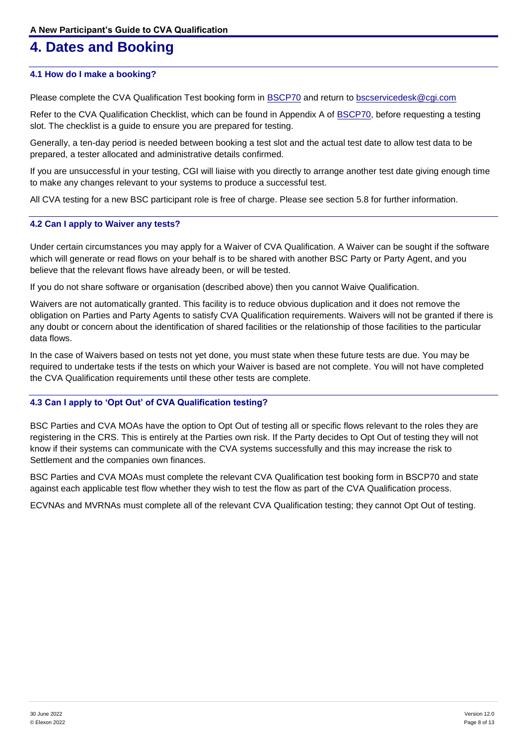# 4. Dates and Booking

### 4.1 How do I make a booking?

Please complete the CVA Qualification Test booking form in BSCP70 and return to bscservicedesk@cgi.com

Refer to the CVA Qualification Checklist, which can be found in Appendix A of BSCP70, before requesting a testing slot. The checklist is a guide to ensure you are prepared for testing.

Generally, a ten-day period is needed between booking a test slot and the actual test date to allow test data to be prepared, a tester allocated and administrative details confirmed.

If you are unsuccessful in your testing, CGI will liaise with you directly to arrange another test date giving enough time to make any changes relevant to your systems to produce a successful test.

All CVA testing for a new BSC participant role is free of charge. Please see section 5.8 for further information.

### 4.2 Can I apply to Waiver any tests?

Under certain circumstances you may apply for a Waiver of CVA Qualification. A Waiver can be sought if the software which will generate or read flows on your behalf is to be shared with another BSC Party or Party Agent, and you believe that the relevant flows have already been, or will be tested.

If you do not share software or organisation (described above) then you cannot Waive Qualification.

Waivers are not automatically granted. This facility is to reduce obvious duplication and it does not remove the obligation on Parties and Party Agents to satisfy CVA Qualification requirements. Waivers will not be granted if there is any doubt or concern about the identification of shared facilities or the relationship of those facilities to the particular data flows.

In the case of Waivers based on tests not yet done, you must state when these future tests are due. You may be required to undertake tests if the tests on which your Waiver is based are not complete. You will not have completed the CVA Qualification requirements until these other tests are complete.

### 4.3 Can I apply to 'Opt Out' of CVA Qualification testing?

BSC Parties and CVA MOAs have the option to Opt Out of testing all or specific flows relevant to the roles they are registering in the CRS. This is entirely at the Parties own risk. If the Party decides to Opt Out of testing they will not know if their systems can communicate with the CVA systems successfully and this may increase the risk to Settlement and the companies own finances.

BSC Parties and CVA MOAs must complete the relevant CVA Qualification test booking form in BSCP70 and state against each applicable test flow whether they wish to test the flow as part of the CVA Qualification process.

ECVNAs and MVRNAs must complete all of the relevant CVA Qualification testing; they cannot Opt Out of testing.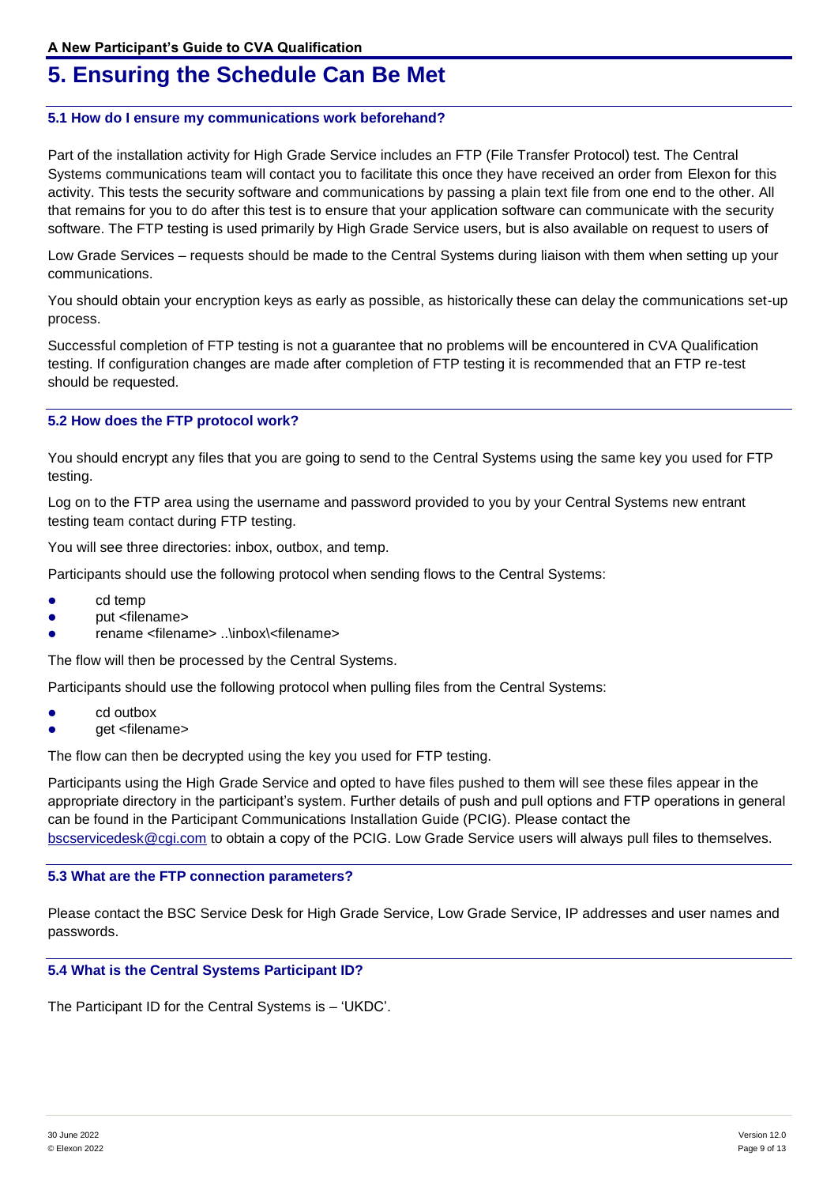# 5. Ensuring the Schedule Can Be Met

### 5.1 How do I ensure my communications work beforehand?

Part of the installation activity for High Grade Service includes an FTP (File Transfer Protocol) test. The Central Systems communications team will contact you to facilitate this once they have received an order from Elexon for this activity. This tests the security software and communications by passing a plain text file from one end to the other. All that remains for you to do after this test is to ensure that your application software can communicate with the security software. The FTP testing is used primarily by High Grade Service users, but is also available on request to users of

Low Grade Services – requests should be made to the Central Systems during liaison with them when setting up your communications.

You should obtain your encryption keys as early as possible, as historically these can delay the communications set-up process.

Successful completion of FTP testing is not a guarantee that no problems will be encountered in CVA Qualification testing. If configuration changes are made after completion of FTP testing it is recommended that an FTP re-test should be requested.

### 5.2 How does the FTP protocol work?

You should encrypt any files that you are going to send to the Central Systems using the same key you used for FTP testing.

Log on to the FTP area using the username and password provided to you by your Central Systems new entrant testing team contact during FTP testing.

You will see three directories: inbox, outbox, and temp.

Participants should use the following protocol when sending flows to the Central Systems:

- cd temp
- put <filename>
- rename <filename> ..\inbox\<filename>

The flow will then be processed by the Central Systems.

Participants should use the following protocol when pulling files from the Central Systems:

- cd outbox
- get <filename>

The flow can then be decrypted using the key you used for FTP testing.

Participants using the High Grade Service and opted to have files pushed to them will see these files appear in the appropriate directory in the participant's system. Further details of push and pull options and FTP operations in general can be found in the Participant Communications Installation Guide (PCIG). Please contact the bscservicedesk@cgi.com to obtain a copy of the PCIG. Low Grade Service users will always pull files to themselves.

### 5.3 What are the FTP connection parameters?

Please contact the BSC Service Desk for High Grade Service, Low Grade Service, IP addresses and user names and passwords.

### 5.4 What is the Central Systems Participant ID?

The Participant ID for the Central Systems is – 'UKDC'.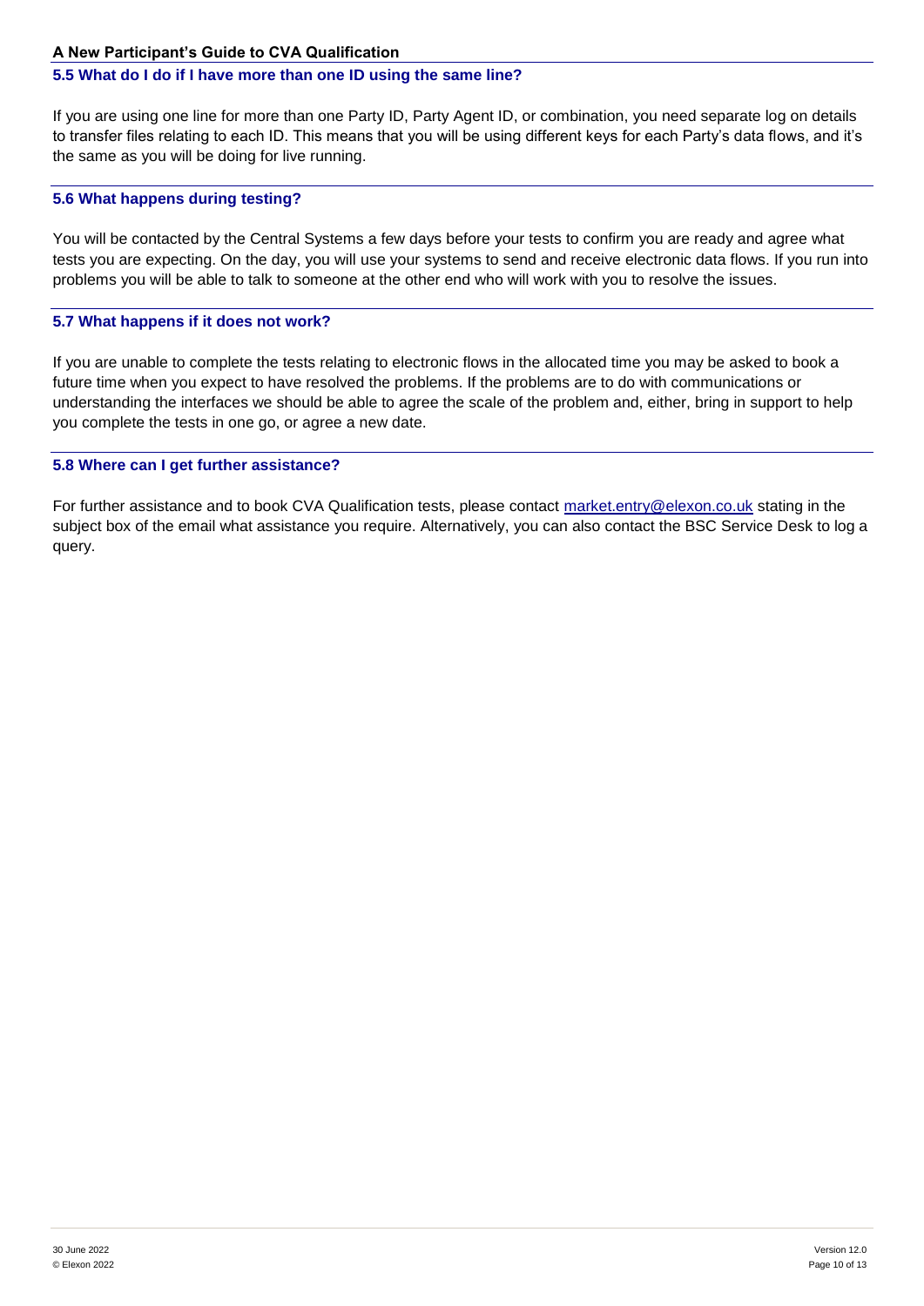### 5.5 What do I do if I have more than one ID using the same line?

If you are using one line for more than one Party ID, Party Agent ID, or combination, you need separate log on details to transfer files relating to each ID. This means that you will be using different keys for each Party's data flows, and it's the same as you will be doing for live running.

### 5.6 What happens during testing?

You will be contacted by the Central Systems a few days before your tests to confirm you are ready and agree what tests you are expecting. On the day, you will use your systems to send and receive electronic data flows. If you run into problems you will be able to talk to someone at the other end who will work with you to resolve the issues.

### 5.7 What happens if it does not work?

If you are unable to complete the tests relating to electronic flows in the allocated time you may be asked to book a future time when you expect to have resolved the problems. If the problems are to do with communications or understanding the interfaces we should be able to agree the scale of the problem and, either, bring in support to help you complete the tests in one go, or agree a new date.

### 5.8 Where can I get further assistance?

For further assistance and to book CVA Qualification tests, please contact [market.entry@elexon.co.uk](mailto:market.entry@elexon.co.uk) stating in the subject box of the email what assistance you require. Alternatively, you can also contact the BSC Service Desk to log a query.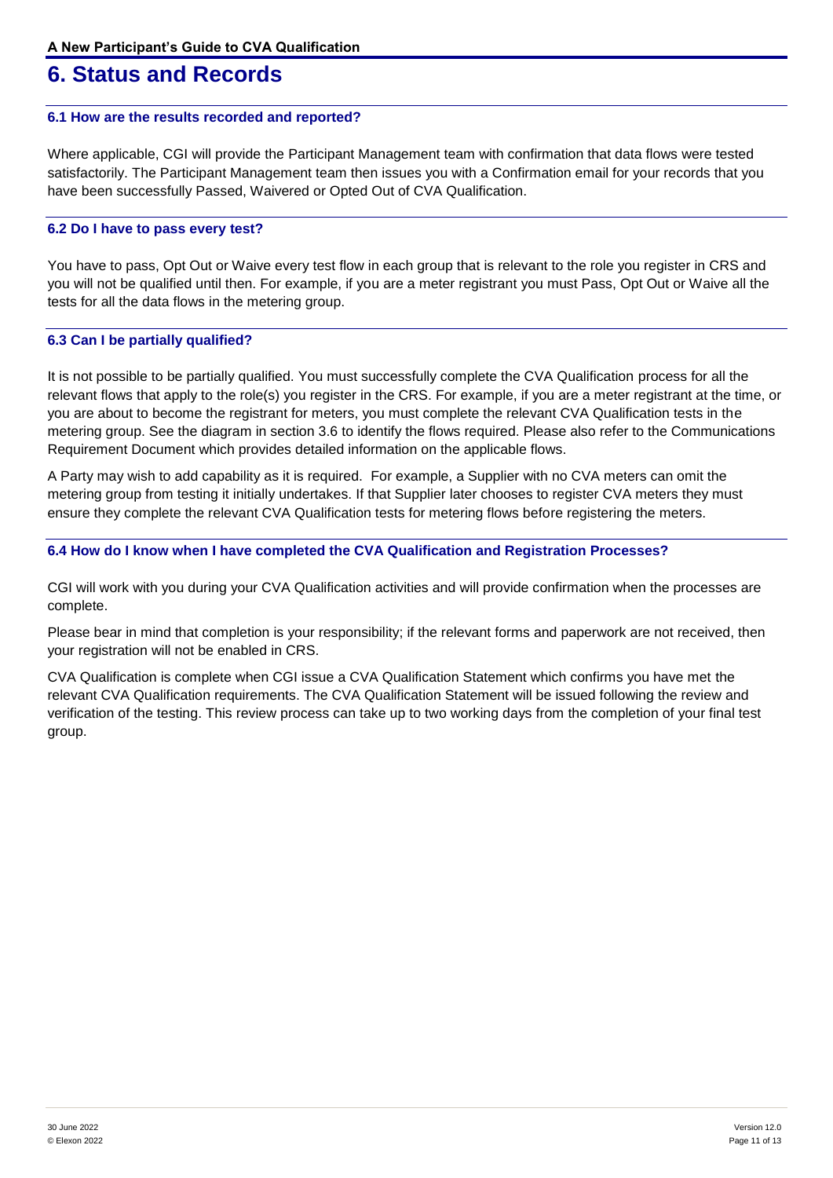# 6. Status and Records

### 6.1 How are the results recorded and reported?

Where applicable, CGI will provide the Participant Management team with confirmation that data flows were tested satisfactorily. The Participant Management team then issues you with a Confirmation email for your records that you have been successfully Passed, Waivered or Opted Out of CVA Qualification.

### 6.2 Do I have to pass every test?

You have to pass, Opt Out or Waive every test flow in each group that is relevant to the role you register in CRS and you will not be qualified until then. For example, if you are a meter registrant you must Pass, Opt Out or Waive all the tests for all the data flows in the metering group.

### 6.3 Can I be partially qualified?

It is not possible to be partially qualified. You must successfully complete the CVA Qualification process for all the relevant flows that apply to the role(s) you register in the CRS. For example, if you are a meter registrant at the time, or you are about to become the registrant for meters, you must complete the relevant CVA Qualification tests in the metering group. See the diagram in section 3.6 to identify the flows required. Please also refer to the Communications Requirement Document which provides detailed information on the applicable flows.

A Party may wish to add capability as it is required. For example, a Supplier with no CVA meters can omit the metering group from testing it initially undertakes. If that Supplier later chooses to register CVA meters they must ensure they complete the relevant CVA Qualification tests for metering flows before registering the meters.

### 6.4 How do I know when I have completed the CVA Qualification and Registration Processes?

CGI will work with you during your CVA Qualification activities and will provide confirmation when the processes are complete.

Please bear in mind that completion is your responsibility; if the relevant forms and paperwork are not received, then your registration will not be enabled in CRS.

CVA Qualification is complete when CGI issue a CVA Qualification Statement which confirms you have met the relevant CVA Qualification requirements. The CVA Qualification Statement will be issued following the review and verification of the testing. This review process can take up to two working days from the completion of your final test group.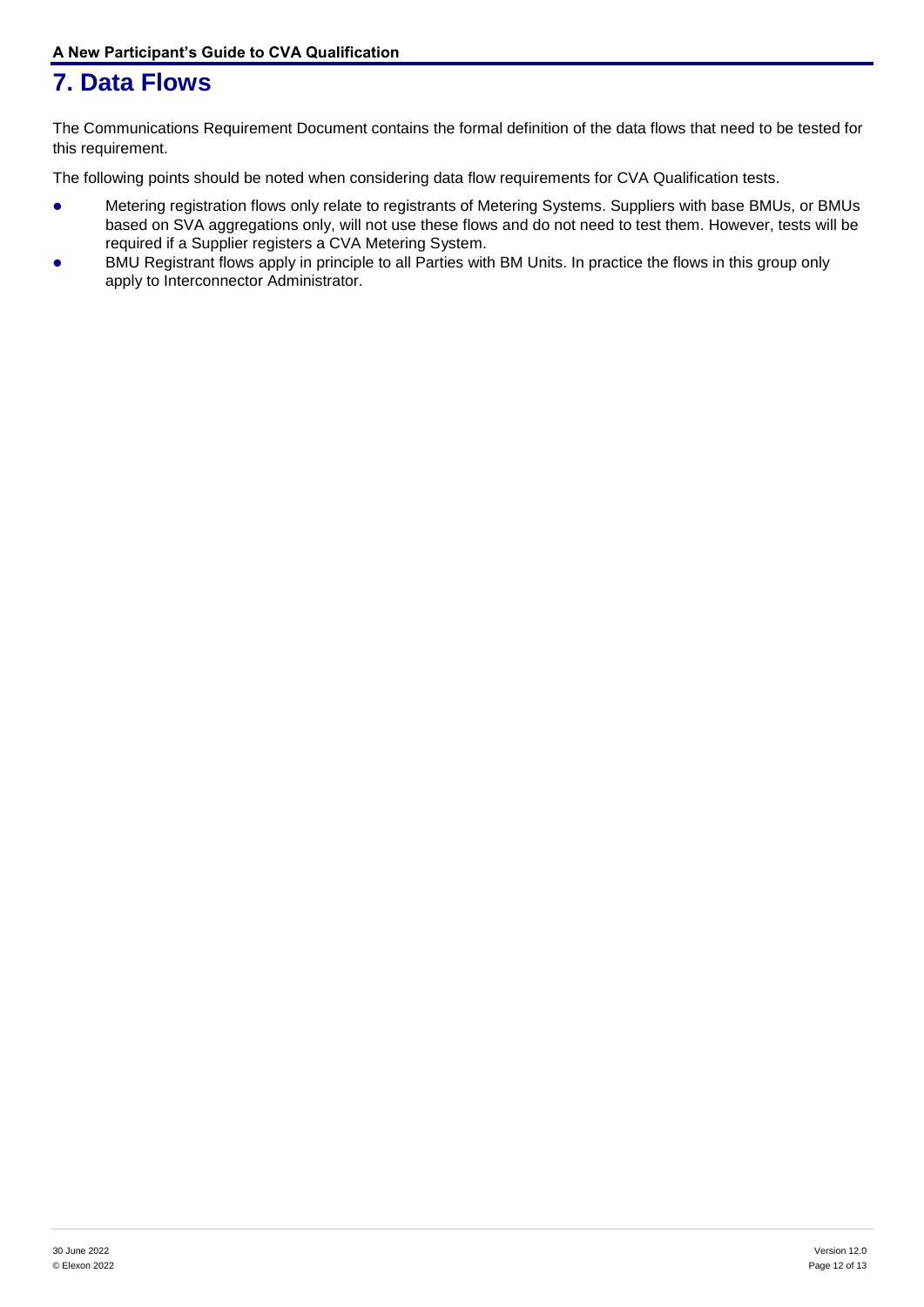# 7. Data Flows

The Communications Requirement Document contains the formal definition of the data flows that need to be tested for this requirement.

The following points should be noted when considering data flow requirements for CVA Qualification tests.

- Metering registration flows only relate to registrants of Metering Systems. Suppliers with base BMUs, or BMUs based on SVA aggregations only, will not use these flows and do not need to test them. However, tests will be required if a Supplier registers a CVA Metering System.
- BMU Registrant flows apply in principle to all Parties with BM Units. In practice the flows in this group only apply to Interconnector Administrator.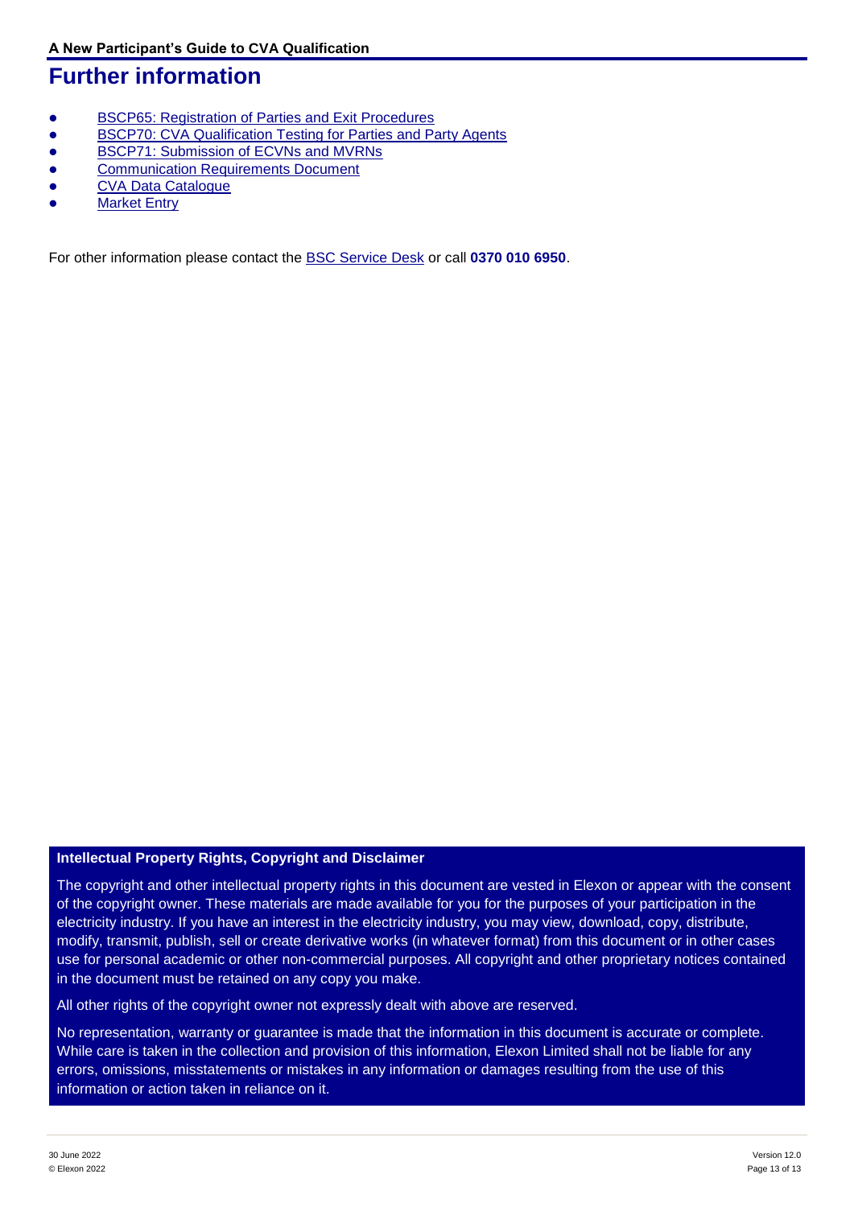# Further information

- BSCP65: Registration of Parties and Exit Procedures
- BSCP70: CVA Qualification Testing for Parties and Party Agents
- BSCP71: Submission of ECVNs and MVRNs
- Communication Requirements Document
- CVA Data Catalogue
- Market Entry

For other information please contact the BSC Service Desk or call **0370 010 6950**.

**Intellectual Property Rights, Copyright and Disclaimer**

The copyright and other intellectual property rights in this document are vested in Elexon or appear with the consent of the copyright owner. These materials are made available for you for the purposes of your participation in the electricity industry. If you have an interest in the electricity industry, you may view, download, copy, distribute, modify, transmit, publish, sell or create derivative works (in whatever format) from this document or in other cases use for personal academic or other non-commercial purposes. All copyright and other proprietary notices contained in the document must be retained on any copy you make.

All other rights of the copyright owner not expressly dealt with above are reserved.

No representation, warranty or guarantee is made that the information in this document is accurate or complete. While care is taken in the collection and provision of this information, Elexon Limited shall not be liable for any errors, omissions, misstatements or mistakes in any information or damages resulting from the use of this information or action taken in reliance on it.